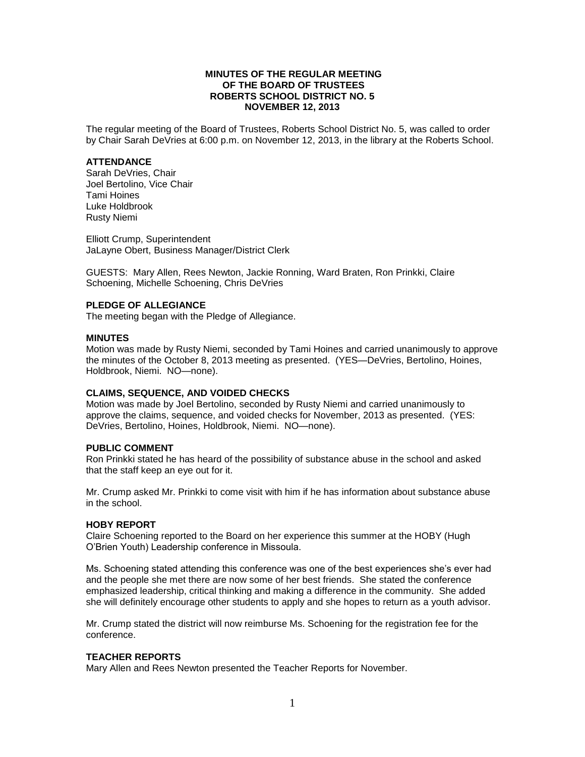# MINUTES OF THE REGULAR MEETING OF THE BOARD OF TRUSTEES ROBERTS SCHOOL DISTRICT NO. 5 NOVEMBER 12, 2013

The regular meeting of the Board of Trustees, Roberts School District No. 5, was called to order by Chair Sarah DeVries at 6:00 p.m. on November 12, 2013, in the library at the Roberts School.

**ATTENDANCE**

Sarah DeVries, Chair
Joel Bertolino, Vice Chair
Tami Hoines
Luke Holdbrook
Rusty Niemi

Elliott Crump, Superintendent
JaLayne Obert, Business Manager/District Clerk

GUESTS: Mary Allen, Rees Newton, Jackie Ronning, Ward Braten, Ron Prinkki, Claire Schoening, Michelle Schoening, Chris DeVries

**PLEDGE OF ALLEGIANCE**

The meeting began with the Pledge of Allegiance.

**MINUTES**

Motion was made by Rusty Niemi, seconded by Tami Hoines and carried unanimously to approve the minutes of the October 8, 2013 meeting as presented. (YES—DeVries, Bertolino, Hoines, Holdbrook, Niemi. NO—none).

**CLAIMS, SEQUENCE, AND VOIDED CHECKS**

Motion was made by Joel Bertolino, seconded by Rusty Niemi and carried unanimously to approve the claims, sequence, and voided checks for November, 2013 as presented. (YES: DeVries, Bertolino, Hoines, Holdbrook, Niemi. NO—none).

**PUBLIC COMMENT**

Ron Prinkki stated he has heard of the possibility of substance abuse in the school and asked that the staff keep an eye out for it.

Mr. Crump asked Mr. Prinkki to come visit with him if he has information about substance abuse in the school.

**HOBY REPORT**

Claire Schoening reported to the Board on her experience this summer at the HOBY (Hugh O'Brien Youth) Leadership conference in Missoula.

Ms. Schoening stated attending this conference was one of the best experiences she's ever had and the people she met there are now some of her best friends. She stated the conference emphasized leadership, critical thinking and making a difference in the community. She added she will definitely encourage other students to apply and she hopes to return as a youth advisor.

Mr. Crump stated the district will now reimburse Ms. Schoening for the registration fee for the conference.

**TEACHER REPORTS**

Mary Allen and Rees Newton presented the Teacher Reports for November.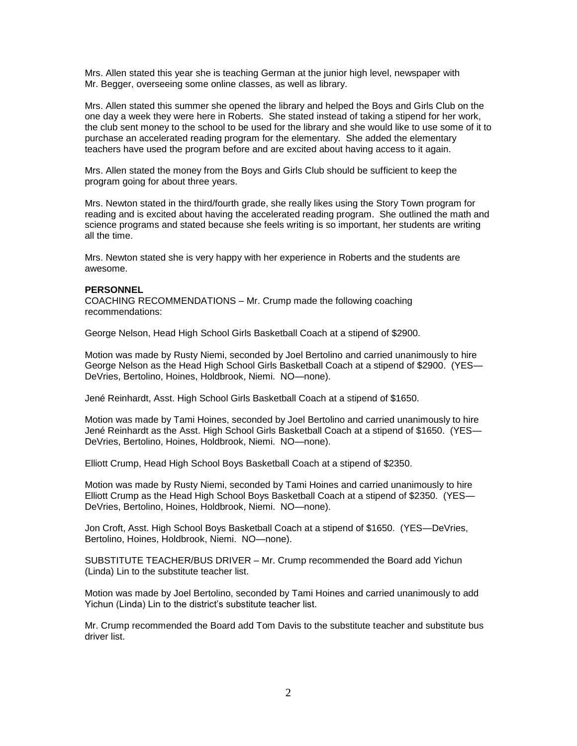Mrs. Allen stated this year she is teaching German at the junior high level, newspaper with Mr. Begger, overseeing some online classes, as well as library.

Mrs. Allen stated this summer she opened the library and helped the Boys and Girls Club on the one day a week they were here in Roberts. She stated instead of taking a stipend for her work, the club sent money to the school to be used for the library and she would like to use some of it to purchase an accelerated reading program for the elementary. She added the elementary teachers have used the program before and are excited about having access to it again.

Mrs. Allen stated the money from the Boys and Girls Club should be sufficient to keep the program going for about three years.

Mrs. Newton stated in the third/fourth grade, she really likes using the Story Town program for reading and is excited about having the accelerated reading program. She outlined the math and science programs and stated because she feels writing is so important, her students are writing all the time.

Mrs. Newton stated she is very happy with her experience in Roberts and the students are awesome.

**PERSONNEL**

COACHING RECOMMENDATIONS – Mr. Crump made the following coaching recommendations:

George Nelson, Head High School Girls Basketball Coach at a stipend of $2900.

Motion was made by Rusty Niemi, seconded by Joel Bertolino and carried unanimously to hire George Nelson as the Head High School Girls Basketball Coach at a stipend of $2900. (YES—DeVries, Bertolino, Hoines, Holdbrook, Niemi. NO—none).

Jené Reinhardt, Asst. High School Girls Basketball Coach at a stipend of $1650.

Motion was made by Tami Hoines, seconded by Joel Bertolino and carried unanimously to hire Jené Reinhardt as the Asst. High School Girls Basketball Coach at a stipend of $1650. (YES—DeVries, Bertolino, Hoines, Holdbrook, Niemi. NO—none).

Elliott Crump, Head High School Boys Basketball Coach at a stipend of $2350.

Motion was made by Rusty Niemi, seconded by Tami Hoines and carried unanimously to hire Elliott Crump as the Head High School Boys Basketball Coach at a stipend of $2350. (YES—DeVries, Bertolino, Hoines, Holdbrook, Niemi. NO—none).

Jon Croft, Asst. High School Boys Basketball Coach at a stipend of $1650. (YES—DeVries, Bertolino, Hoines, Holdbrook, Niemi. NO—none).

SUBSTITUTE TEACHER/BUS DRIVER – Mr. Crump recommended the Board add Yichun (Linda) Lin to the substitute teacher list.

Motion was made by Joel Bertolino, seconded by Tami Hoines and carried unanimously to add Yichun (Linda) Lin to the district's substitute teacher list.

Mr. Crump recommended the Board add Tom Davis to the substitute teacher and substitute bus driver list.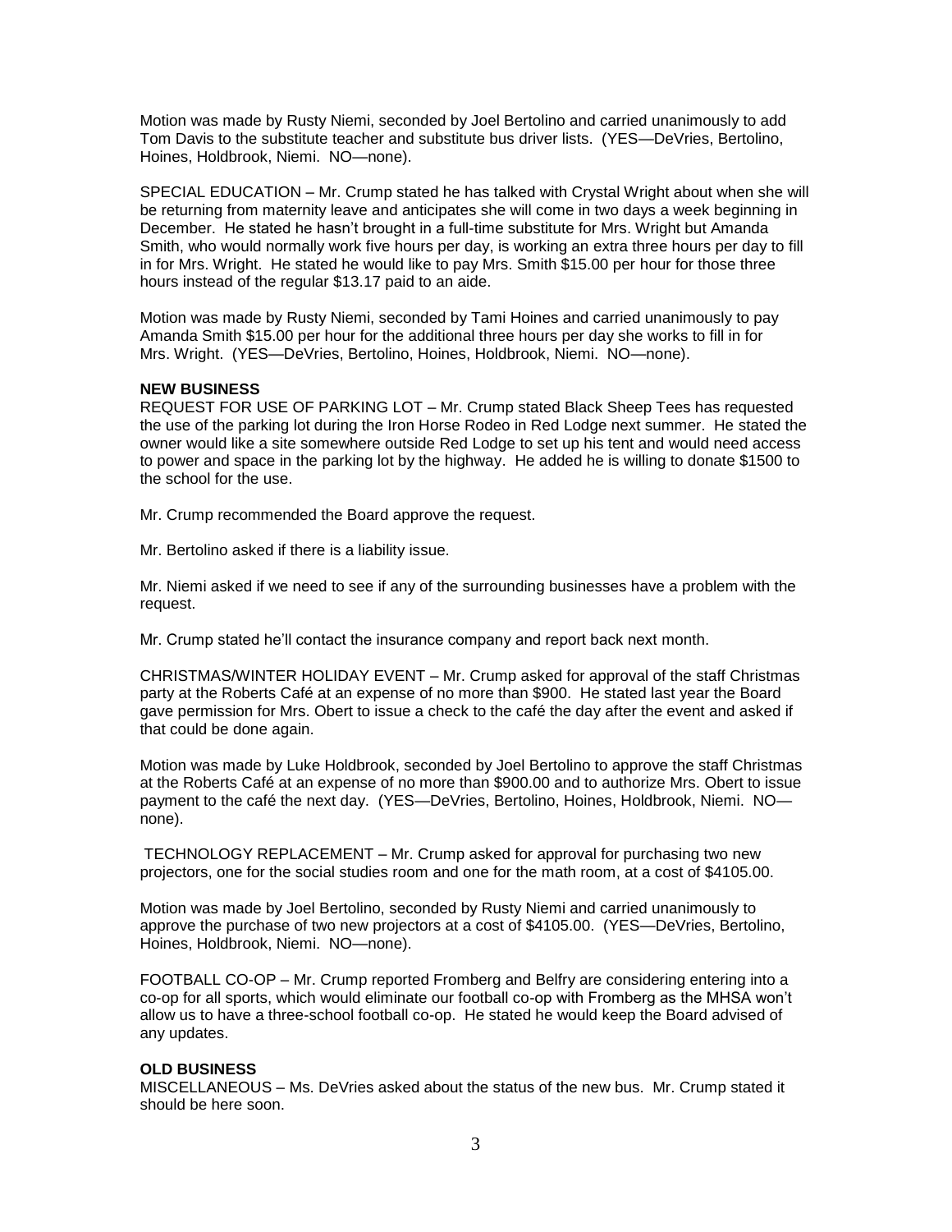Motion was made by Rusty Niemi, seconded by Joel Bertolino and carried unanimously to add Tom Davis to the substitute teacher and substitute bus driver lists. (YES—DeVries, Bertolino, Hoines, Holdbrook, Niemi. NO—none).

SPECIAL EDUCATION – Mr. Crump stated he has talked with Crystal Wright about when she will be returning from maternity leave and anticipates she will come in two days a week beginning in December. He stated he hasn't brought in a full-time substitute for Mrs. Wright but Amanda Smith, who would normally work five hours per day, is working an extra three hours per day to fill in for Mrs. Wright. He stated he would like to pay Mrs. Smith $15.00 per hour for those three hours instead of the regular $13.17 paid to an aide.

Motion was made by Rusty Niemi, seconded by Tami Hoines and carried unanimously to pay Amanda Smith $15.00 per hour for the additional three hours per day she works to fill in for Mrs. Wright. (YES—DeVries, Bertolino, Hoines, Holdbrook, Niemi. NO—none).

**NEW BUSINESS**

REQUEST FOR USE OF PARKING LOT – Mr. Crump stated Black Sheep Tees has requested the use of the parking lot during the Iron Horse Rodeo in Red Lodge next summer. He stated the owner would like a site somewhere outside Red Lodge to set up his tent and would need access to power and space in the parking lot by the highway. He added he is willing to donate $1500 to the school for the use.

Mr. Crump recommended the Board approve the request.

Mr. Bertolino asked if there is a liability issue.

Mr. Niemi asked if we need to see if any of the surrounding businesses have a problem with the request.

Mr. Crump stated he'll contact the insurance company and report back next month.

CHRISTMAS/WINTER HOLIDAY EVENT – Mr. Crump asked for approval of the staff Christmas party at the Roberts Café at an expense of no more than $900. He stated last year the Board gave permission for Mrs. Obert to issue a check to the café the day after the event and asked if that could be done again.

Motion was made by Luke Holdbrook, seconded by Joel Bertolino to approve the staff Christmas at the Roberts Café at an expense of no more than $900.00 and to authorize Mrs. Obert to issue payment to the café the next day. (YES—DeVries, Bertolino, Hoines, Holdbrook, Niemi. NO—none).

TECHNOLOGY REPLACEMENT – Mr. Crump asked for approval for purchasing two new projectors, one for the social studies room and one for the math room, at a cost of $4105.00.

Motion was made by Joel Bertolino, seconded by Rusty Niemi and carried unanimously to approve the purchase of two new projectors at a cost of $4105.00. (YES—DeVries, Bertolino, Hoines, Holdbrook, Niemi. NO—none).

FOOTBALL CO-OP – Mr. Crump reported Fromberg and Belfry are considering entering into a co-op for all sports, which would eliminate our football co-op with Fromberg as the MHSA won't allow us to have a three-school football co-op. He stated he would keep the Board advised of any updates.

**OLD BUSINESS**

MISCELLANEOUS – Ms. DeVries asked about the status of the new bus. Mr. Crump stated it should be here soon.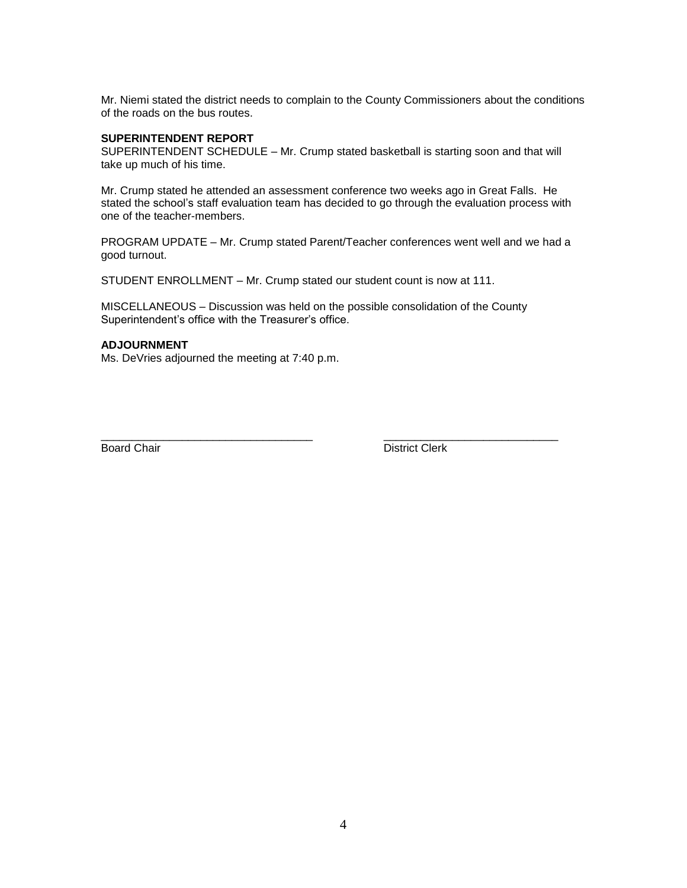Mr. Niemi stated the district needs to complain to the County Commissioners about the conditions of the roads on the bus routes.

**SUPERINTENDENT REPORT**

SUPERINTENDENT SCHEDULE – Mr. Crump stated basketball is starting soon and that will take up much of his time.

Mr. Crump stated he attended an assessment conference two weeks ago in Great Falls. He stated the school's staff evaluation team has decided to go through the evaluation process with one of the teacher-members.

PROGRAM UPDATE – Mr. Crump stated Parent/Teacher conferences went well and we had a good turnout.

STUDENT ENROLLMENT – Mr. Crump stated our student count is now at 111.

MISCELLANEOUS – Discussion was held on the possible consolidation of the County Superintendent's office with the Treasurer's office.

**ADJOURNMENT**

Ms. DeVries adjourned the meeting at 7:40 p.m.

___________________________________ Board Chair

____________________________ District Clerk